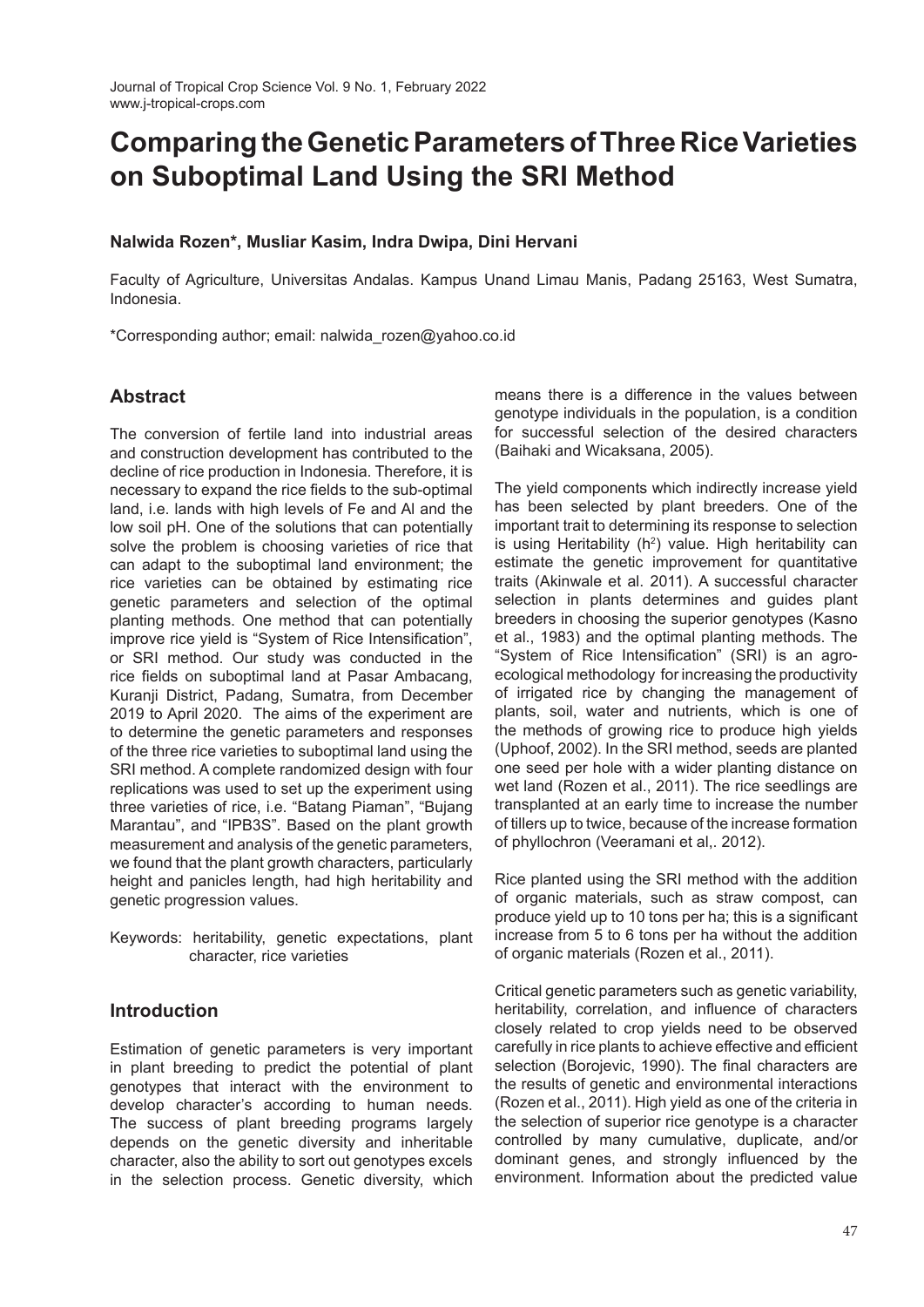# Comparing the Genetic Parameters of Three Rice Varieties on Suboptimal Land Using the SRI Method

**Nalwida Rozen*, Musliar Kasim, Indra Dwipa, Dini Hervani**

Faculty of Agriculture, Universitas Andalas. Kampus Unand Limau Manis, Padang 25163, West Sumatra, Indonesia.

*Corresponding author; email: nalwida_rozen@yahoo.co.id

## Abstract

The conversion of fertile land into industrial areas and construction development has contributed to the decline of rice production in Indonesia. Therefore, it is necessary to expand the rice fields to the sub-optimal land, i.e. lands with high levels of Fe and Al and the low soil pH. One of the solutions that can potentially solve the problem is choosing varieties of rice that can adapt to the suboptimal land environment; the rice varieties can be obtained by estimating rice genetic parameters and selection of the optimal planting methods. One method that can potentially improve rice yield is "System of Rice Intensification", or SRI method. Our study was conducted in the rice fields on suboptimal land at Pasar Ambacang, Kuranji District, Padang, Sumatra, from December 2019 to April 2020. The aims of the experiment are to determine the genetic parameters and responses of the three rice varieties to suboptimal land using the SRI method. A complete randomized design with four replications was used to set up the experiment using three varieties of rice, i.e. "Batang Piaman", "Bujang Marantau", and "IPB3S". Based on the plant growth measurement and analysis of the genetic parameters, we found that the plant growth characters, particularly height and panicles length, had high heritability and genetic progression values.

Keywords: heritability, genetic expectations, plant character, rice varieties

## Introduction

Estimation of genetic parameters is very important in plant breeding to predict the potential of plant genotypes that interact with the environment to develop character's according to human needs. The success of plant breeding programs largely depends on the genetic diversity and inheritable character, also the ability to sort out genotypes excels in the selection process. Genetic diversity, which means there is a difference in the values between genotype individuals in the population, is a condition for successful selection of the desired characters (Baihaki and Wicaksana, 2005).

The yield components which indirectly increase yield has been selected by plant breeders. One of the important trait to determining its response to selection is using Heritability ($h^2$) value. High heritability can estimate the genetic improvement for quantitative traits (Akinwale et al. 2011). A successful character selection in plants determines and guides plant breeders in choosing the superior genotypes (Kasno et al., 1983) and the optimal planting methods. The "System of Rice Intensification" (SRI) is an agro-ecological methodology for increasing the productivity of irrigated rice by changing the management of plants, soil, water and nutrients, which is one of the methods of growing rice to produce high yields (Uphoof, 2002). In the SRI method, seeds are planted one seed per hole with a wider planting distance on wet land (Rozen et al., 2011). The rice seedlings are transplanted at an early time to increase the number of tillers up to twice, because of the increase formation of phyllochron (Veeramani et al,. 2012).

Rice planted using the SRI method with the addition of organic materials, such as straw compost, can produce yield up to 10 tons per ha; this is a significant increase from 5 to 6 tons per ha without the addition of organic materials (Rozen et al., 2011).

Critical genetic parameters such as genetic variability, heritability, correlation, and influence of characters closely related to crop yields need to be observed carefully in rice plants to achieve effective and efficient selection (Borojevic, 1990). The final characters are the results of genetic and environmental interactions (Rozen et al., 2011). High yield as one of the criteria in the selection of superior rice genotype is a character controlled by many cumulative, duplicate, and/or dominant genes, and strongly influenced by the environment. Information about the predicted value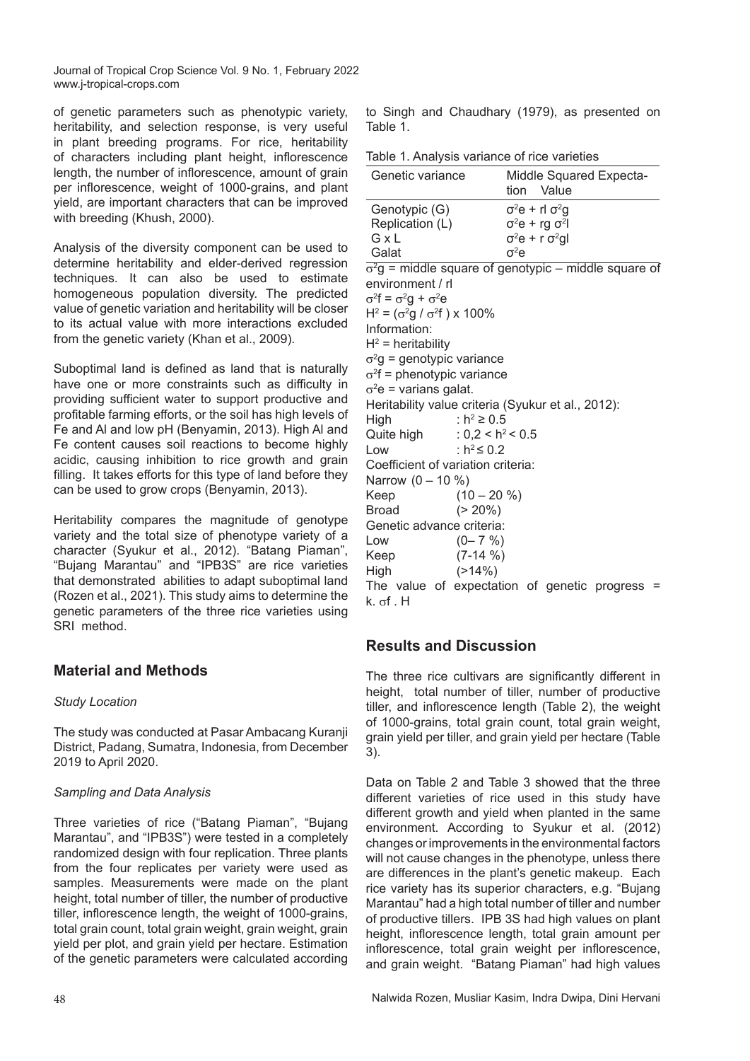of genetic parameters such as phenotypic variety, heritability, and selection response, is very useful in plant breeding programs. For rice, heritability of characters including plant height, inflorescence length, the number of inflorescence, amount of grain per inflorescence, weight of 1000-grains, and plant yield, are important characters that can be improved with breeding (Khush, 2000).

Analysis of the diversity component can be used to determine heritability and elder-derived regression techniques. It can also be used to estimate homogeneous population diversity. The predicted value of genetic variation and heritability will be closer to its actual value with more interactions excluded from the genetic variety (Khan et al., 2009).

Suboptimal land is defined as land that is naturally have one or more constraints such as difficulty in providing sufficient water to support productive and profitable farming efforts, or the soil has high levels of Fe and Al and low pH (Benyamin, 2013). High Al and Fe content causes soil reactions to become highly acidic, causing inhibition to rice growth and grain filling. It takes efforts for this type of land before they can be used to grow crops (Benyamin, 2013).

Heritability compares the magnitude of genotype variety and the total size of phenotype variety of a character (Syukur et al., 2012). "Batang Piaman", "Bujang Marantau" and "IPB3S" are rice varieties that demonstrated abilities to adapt suboptimal land (Rozen et al., 2021). This study aims to determine the genetic parameters of the three rice varieties using SRI method.

## Material and Methods

*Study Location*

The study was conducted at Pasar Ambacang Kuranji District, Padang, Sumatra, Indonesia, from December 2019 to April 2020.

*Sampling and Data Analysis*

Three varieties of rice ("Batang Piaman", "Bujang Marantau", and "IPB3S") were tested in a completely randomized design with four replication. Three plants from the four replicates per variety were used as samples. Measurements were made on the plant height, total number of tiller, the number of productive tiller, inflorescence length, the weight of 1000-grains, total grain count, total grain weight, grain weight, grain yield per plot, and grain yield per hectare. Estimation of the genetic parameters were calculated according to Singh and Chaudhary (1979), as presented on Table 1.

Table 1. Analysis variance of rice varieties

| Genetic variance | Middle Squared Expectation Value |
|---|---|
| Genotypic (G) | $\sigma^2e + rl\ \sigma^2g$ |
| Replication (L) | $\sigma^2e + rg\ \sigma^2l$ |
| G x L | $\sigma^2e + r\ \sigma^2gl$ |
| Galat | $\sigma^2e$ |

$\sigma^2g$ = middle square of genotypic – middle square of environment / rl

$\sigma^2f = \sigma^2g + \sigma^2e$

$H^2 = (\sigma^2g / \sigma^2f) \times 100\%$

Information:

$H^2$ = heritability

$\sigma^2g$ = genotypic variance

$\sigma^2f$ = phenotypic variance

$\sigma^2e$ = varians galat.

Heritability value criteria (Syukur et al., 2012):

High : $h^2 \geq 0.5$

Quite high : $0,2 < h^2 < 0.5$

Low : $h^2 \leq 0.2$

Coefficient of variation criteria:

Narrow (0 – 10 %)

Keep (10 – 20 %)

Broad (> 20%)

Genetic advance criteria:

Low (0– 7 %)

Keep (7-14 %)

High (>14%)

The value of expectation of genetic progress = $k.\ \sigma f\ .\ H$

## Results and Discussion

The three rice cultivars are significantly different in height, total number of tiller, number of productive tiller, and inflorescence length (Table 2), the weight of 1000-grains, total grain count, total grain weight, grain yield per tiller, and grain yield per hectare (Table 3).

Data on Table 2 and Table 3 showed that the three different varieties of rice used in this study have different growth and yield when planted in the same environment. According to Syukur et al. (2012) changes or improvements in the environmental factors will not cause changes in the phenotype, unless there are differences in the plant's genetic makeup. Each rice variety has its superior characters, e.g. "Bujang Marantau" had a high total number of tiller and number of productive tillers. IPB 3S had high values on plant height, inflorescence length, total grain amount per inflorescence, total grain weight per inflorescence, and grain weight. "Batang Piaman" had high values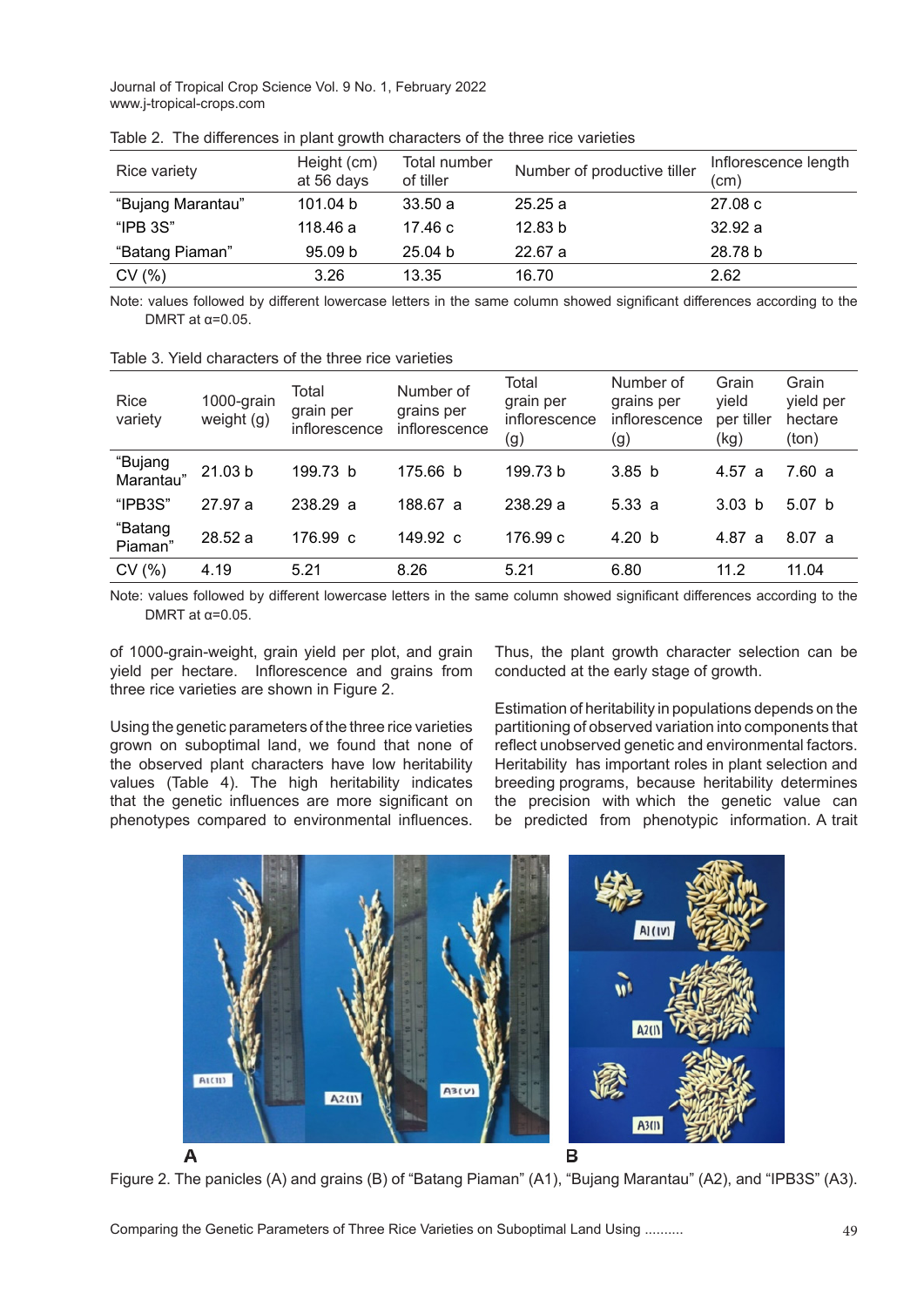Table 2. The differences in plant growth characters of the three rice varieties

| Rice variety | Height (cm) at 56 days | Total number of tiller | Number of productive tiller | Inflorescence length (cm) |
|---|---|---|---|---|
| "Bujang Marantau" | 101.04 b | 33.50 a | 25.25 a | 27.08 c |
| "IPB 3S" | 118.46 a | 17.46 c | 12.83 b | 32.92 a |
| "Batang Piaman" | 95.09 b | 25.04 b | 22.67 a | 28.78 b |
| CV (%) | 3.26 | 13.35 | 16.70 | 2.62 |

Note: values followed by different lowercase letters in the same column showed significant differences according to the DMRT at α=0.05.

Table 3. Yield characters of the three rice varieties

| Rice variety | 1000-grain weight (g) | Total grain per inflorescence | Number of grains per inflorescence | Total grain per inflorescence (g) | Number of grains per inflorescence (g) | Grain yield per tiller (kg) | Grain yield per hectare (ton) |
|---|---|---|---|---|---|---|---|
| "Bujang Marantau" | 21.03 b | 199.73 b | 175.66 b | 199.73 b | 3.85 b | 4.57 a | 7.60 a |
| "IPB3S" | 27.97 a | 238.29 a | 188.67 a | 238.29 a | 5.33 a | 3.03 b | 5.07 b |
| "Batang Piaman" | 28.52 a | 176.99 c | 149.92 c | 176.99 c | 4.20 b | 4.87 a | 8.07 a |
| CV (%) | 4.19 | 5.21 | 8.26 | 5.21 | 6.80 | 11.2 | 11.04 |

Note: values followed by different lowercase letters in the same column showed significant differences according to the DMRT at α=0.05.

of 1000-grain-weight, grain yield per plot, and grain yield per hectare. Inflorescence and grains from three rice varieties are shown in Figure 2.

Using the genetic parameters of the three rice varieties grown on suboptimal land, we found that none of the observed plant characters have low heritability values (Table 4). The high heritability indicates that the genetic influences are more significant on phenotypes compared to environmental influences. Thus, the plant growth character selection can be conducted at the early stage of growth.

Estimation of heritability in populations depends on the partitioning of observed variation into components that reflect unobserved genetic and environmental factors. Heritability has important roles in plant selection and breeding programs, because heritability determines the precision with which the genetic value can be predicted from phenotypic information. A trait

Figure 2. The panicles (A) and grains (B) of "Batang Piaman" (A1), "Bujang Marantau" (A2), and "IPB3S" (A3).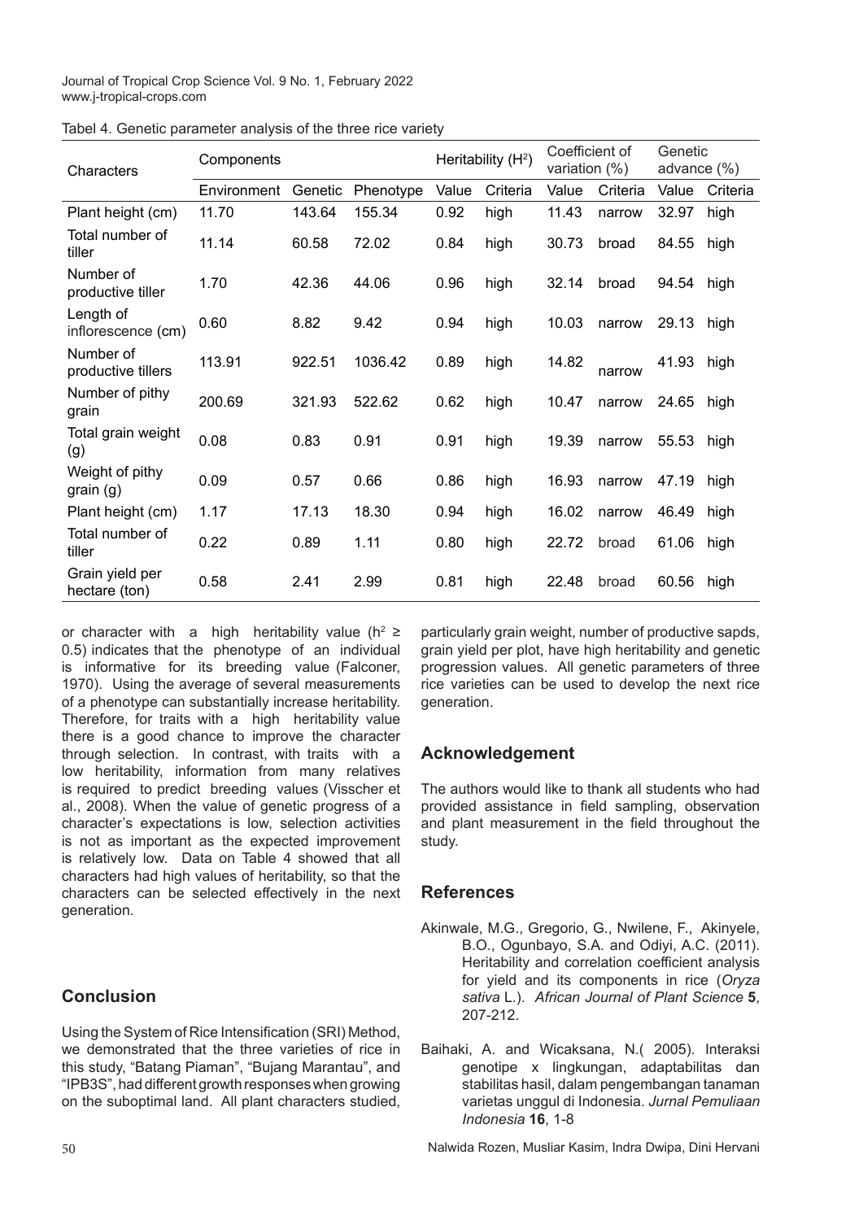Tabel 4. Genetic parameter analysis of the three rice variety

| Characters | Components | | | Heritability ($H^2$) | | Coefficient of variation (%) | | Genetic advance (%) | |
|---|---|---|---|---|---|---|---|---|---|
| | Environment | Genetic | Phenotype | Value | Criteria | Value | Criteria | Value | Criteria |
| Plant height (cm) | 11.70 | 143.64 | 155.34 | 0.92 | high | 11.43 | narrow | 32.97 | high |
| Total number of tiller | 11.14 | 60.58 | 72.02 | 0.84 | high | 30.73 | broad | 84.55 | high |
| Number of productive tiller | 1.70 | 42.36 | 44.06 | 0.96 | high | 32.14 | broad | 94.54 | high |
| Length of inflorescence (cm) | 0.60 | 8.82 | 9.42 | 0.94 | high | 10.03 | narrow | 29.13 | high |
| Number of productive tillers | 113.91 | 922.51 | 1036.42 | 0.89 | high | 14.82 | narrow | 41.93 | high |
| Number of pithy grain | 200.69 | 321.93 | 522.62 | 0.62 | high | 10.47 | narrow | 24.65 | high |
| Total grain weight (g) | 0.08 | 0.83 | 0.91 | 0.91 | high | 19.39 | narrow | 55.53 | high |
| Weight of pithy grain (g) | 0.09 | 0.57 | 0.66 | 0.86 | high | 16.93 | narrow | 47.19 | high |
| Plant height (cm) | 1.17 | 17.13 | 18.30 | 0.94 | high | 16.02 | narrow | 46.49 | high |
| Total number of tiller | 0.22 | 0.89 | 1.11 | 0.80 | high | 22.72 | broad | 61.06 | high |
| Grain yield per hectare (ton) | 0.58 | 2.41 | 2.99 | 0.81 | high | 22.48 | broad | 60.56 | high |

or character with a high heritability value ($h^2 \geq 0.5$) indicates that the phenotype of an individual is informative for its breeding value (Falconer, 1970). Using the average of several measurements of a phenotype can substantially increase heritability. Therefore, for traits with a high heritability value there is a good chance to improve the character through selection. In contrast, with traits with a low heritability, information from many relatives is required to predict breeding values (Visscher et al., 2008). When the value of genetic progress of a character's expectations is low, selection activities is not as important as the expected improvement is relatively low. Data on Table 4 showed that all characters had high values of heritability, so that the characters can be selected effectively in the next generation.

## Conclusion

Using the System of Rice Intensification (SRI) Method, we demonstrated that the three varieties of rice in this study, "Batang Piaman", "Bujang Marantau", and "IPB3S", had different growth responses when growing on the suboptimal land. All plant characters studied, particularly grain weight, number of productive sapds, grain yield per plot, have high heritability and genetic progression values. All genetic parameters of three rice varieties can be used to develop the next rice generation.

## Acknowledgement

The authors would like to thank all students who had provided assistance in field sampling, observation and plant measurement in the field throughout the study.

## References

Akinwale, M.G., Gregorio, G., Nwilene, F., Akinyele, B.O., Ogunbayo, S.A. and Odiyi, A.C. (2011). Heritability and correlation coefficient analysis for yield and its components in rice (*Oryza sativa* L.). *African Journal of Plant Science* **5**, 207-212.

Baihaki, A. and Wicaksana, N.( 2005). Interaksi genotipe x lingkungan, adaptabilitas dan stabilitas hasil, dalam pengembangan tanaman varietas unggul di Indonesia. *Jurnal Pemuliaan Indonesia* **16**, 1-8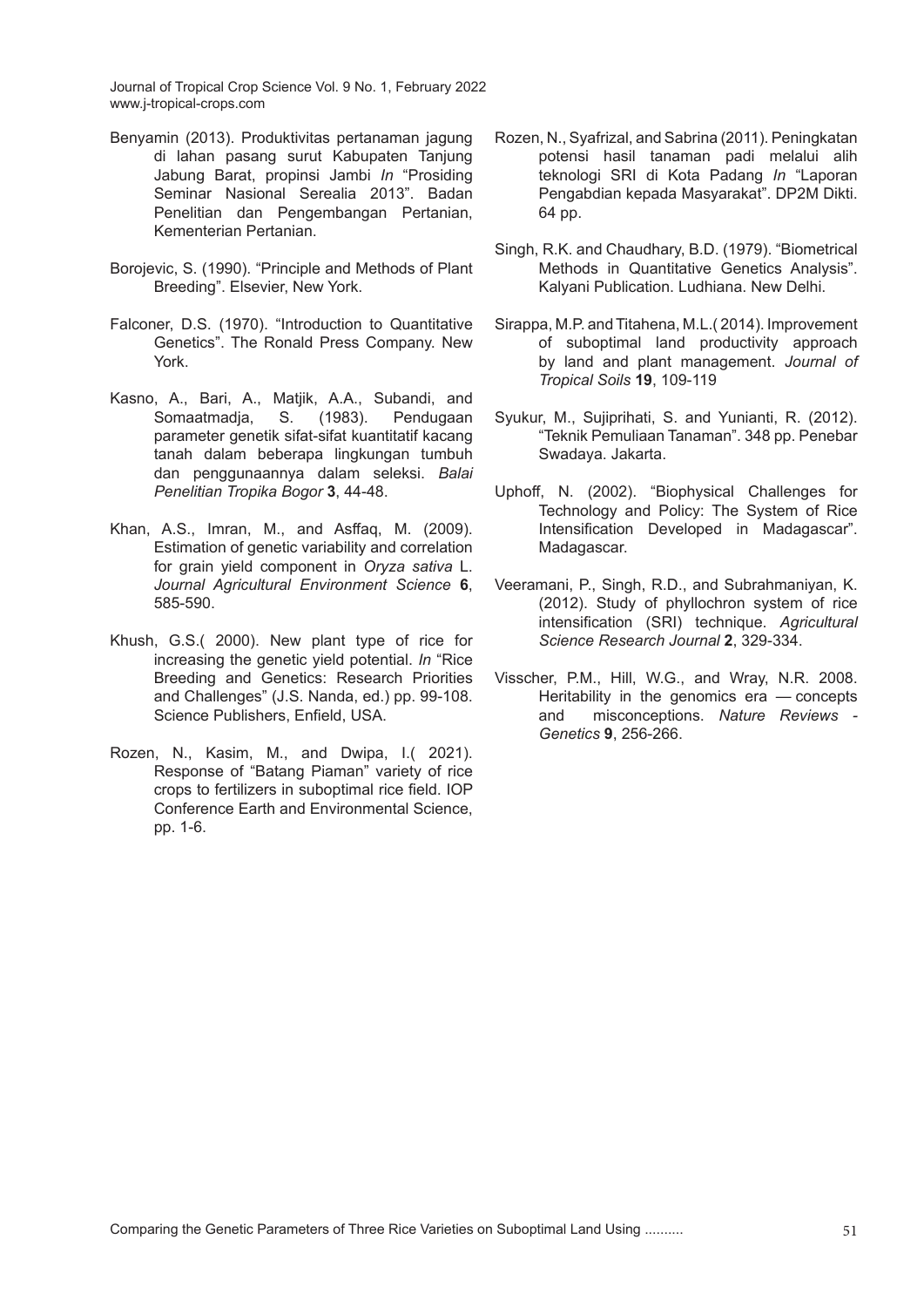Benyamin (2013). Produktivitas pertanaman jagung di lahan pasang surut Kabupaten Tanjung Jabung Barat, propinsi Jambi *In* "Prosiding Seminar Nasional Serealia 2013". Badan Penelitian dan Pengembangan Pertanian, Kementerian Pertanian.

Borojevic, S. (1990). "Principle and Methods of Plant Breeding". Elsevier, New York.

Falconer, D.S. (1970). "Introduction to Quantitative Genetics". The Ronald Press Company. New York.

Kasno, A., Bari, A., Matjik, A.A., Subandi, and Somaatmadja, S. (1983). Pendugaan parameter genetik sifat-sifat kuantitatif kacang tanah dalam beberapa lingkungan tumbuh dan penggunaannya dalam seleksi. *Balai Penelitian Tropika Bogor* **3**, 44-48.

Khan, A.S., Imran, M., and Asffaq, M. (2009). Estimation of genetic variability and correlation for grain yield component in *Oryza sativa* L. *Journal Agricultural Environment Science* **6**, 585-590.

Khush, G.S.( 2000). New plant type of rice for increasing the genetic yield potential. *In* "Rice Breeding and Genetics: Research Priorities and Challenges" (J.S. Nanda, ed.) pp. 99-108. Science Publishers, Enfield, USA.

Rozen, N., Kasim, M., and Dwipa, I.( 2021). Response of "Batang Piaman" variety of rice crops to fertilizers in suboptimal rice field. IOP Conference Earth and Environmental Science, pp. 1-6.

Rozen, N., Syafrizal, and Sabrina (2011). Peningkatan potensi hasil tanaman padi melalui alih teknologi SRI di Kota Padang *In* "Laporan Pengabdian kepada Masyarakat". DP2M Dikti. 64 pp.

Singh, R.K. and Chaudhary, B.D. (1979). "Biometrical Methods in Quantitative Genetics Analysis". Kalyani Publication. Ludhiana. New Delhi.

Sirappa, M.P. and Titahena, M.L.( 2014). Improvement of suboptimal land productivity approach by land and plant management. *Journal of Tropical Soils* **19**, 109-119

Syukur, M., Sujiprihati, S. and Yunianti, R. (2012). "Teknik Pemuliaan Tanaman". 348 pp. Penebar Swadaya. Jakarta.

Uphoff, N. (2002). "Biophysical Challenges for Technology and Policy: The System of Rice Intensification Developed in Madagascar". Madagascar.

Veeramani, P., Singh, R.D., and Subrahmaniyan, K. (2012). Study of phyllochron system of rice intensification (SRI) technique. *Agricultural Science Research Journal* **2**, 329-334.

Visscher, P.M., Hill, W.G., and Wray, N.R. 2008. Heritability in the genomics era — concepts and misconceptions. *Nature Reviews - Genetics* **9**, 256-266.